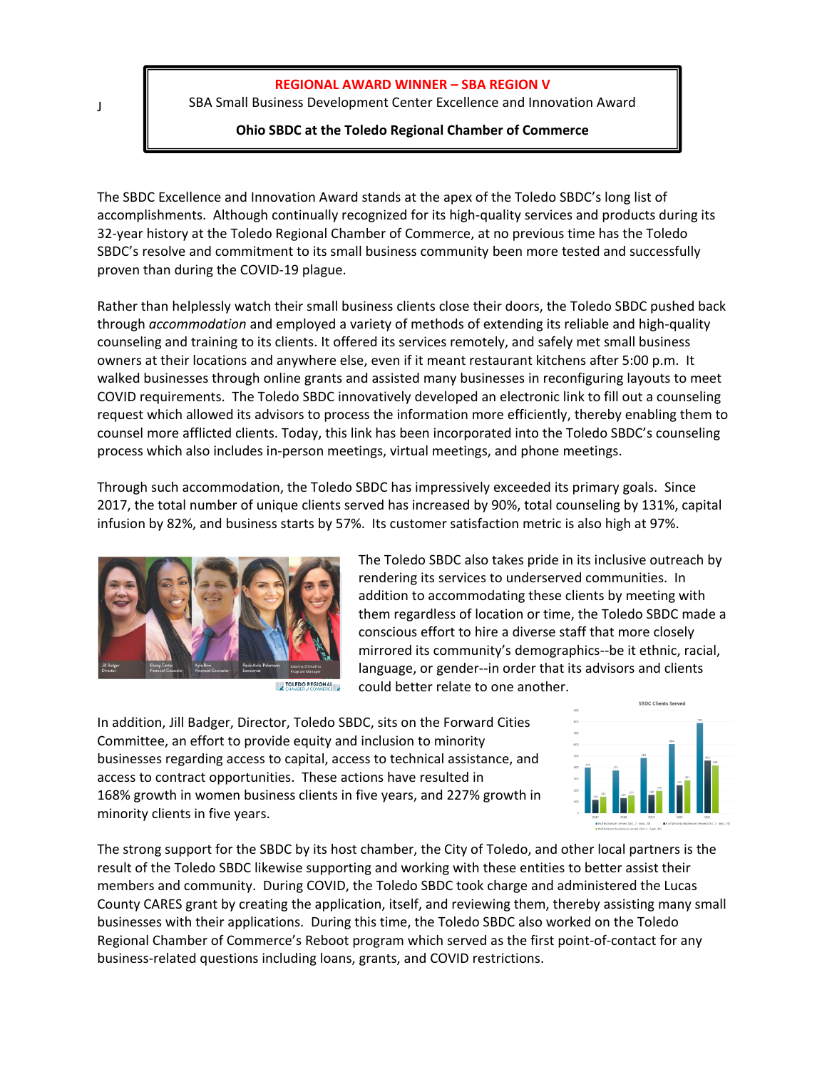**REGIONAL AWARD WINNER – SBA REGION V**

SBA Small Business Development Center Excellence and Innovation Award

**Ohio SBDC at the Toledo Regional Chamber of Commerce**

The SBDC Excellence and Innovation Award stands at the apex of the Toledo SBDC's long list of accomplishments. Although continually recognized for its high-quality services and products during its 32-year history at the Toledo Regional Chamber of Commerce, at no previous time has the Toledo SBDC's resolve and commitment to its small business community been more tested and successfully proven than during the COVID-19 plague.

Rather than helplessly watch their small business clients close their doors, the Toledo SBDC pushed back through *accommodation* and employed a variety of methods of extending its reliable and high-quality counseling and training to its clients. It offered its services remotely, and safely met small business owners at their locations and anywhere else, even if it meant restaurant kitchens after 5:00 p.m. It walked businesses through online grants and assisted many businesses in reconfiguring layouts to meet COVID requirements. The Toledo SBDC innovatively developed an electronic link to fill out a counseling request which allowed its advisors to process the information more efficiently, thereby enabling them to counsel more afflicted clients. Today, this link has been incorporated into the Toledo SBDC's counseling process which also includes in-person meetings, virtual meetings, and phone meetings.

Through such accommodation, the Toledo SBDC has impressively exceeded its primary goals. Since 2017, the total number of unique clients served has increased by 90%, total counseling by 131%, capital infusion by 82%, and business starts by 57%. Its customer satisfaction metric is also high at 97%.

The Toledo SBDC also takes pride in its inclusive outreach by rendering its services to underserved communities. In addition to accommodating these clients by meeting with them regardless of location or time, the Toledo SBDC made a conscious effort to hire a diverse staff that more closely mirrored its community's demographics--be it ethnic, racial, language, or gender--in order that its advisors and clients could better relate to one another.

In addition, Jill Badger, Director, Toledo SBDC, sits on the Forward Cities Committee, an effort to provide equity and inclusion to minority businesses regarding access to capital, access to technical assistance, and access to contract opportunities. These actions have resulted in 168% growth in women business clients in five years, and 227% growth in minority clients in five years.

The strong support for the SBDC by its host chamber, the City of Toledo, and other local partners is the result of the Toledo SBDC likewise supporting and working with these entities to better assist their members and community. During COVID, the Toledo SBDC took charge and administered the Lucas County CARES grant by creating the application, itself, and reviewing them, thereby assisting many small businesses with their applications. During this time, the Toledo SBDC also worked on the Toledo Regional Chamber of Commerce's Reboot program which served as the first point-of-contact for any business-related questions including loans, grants, and COVID restrictions.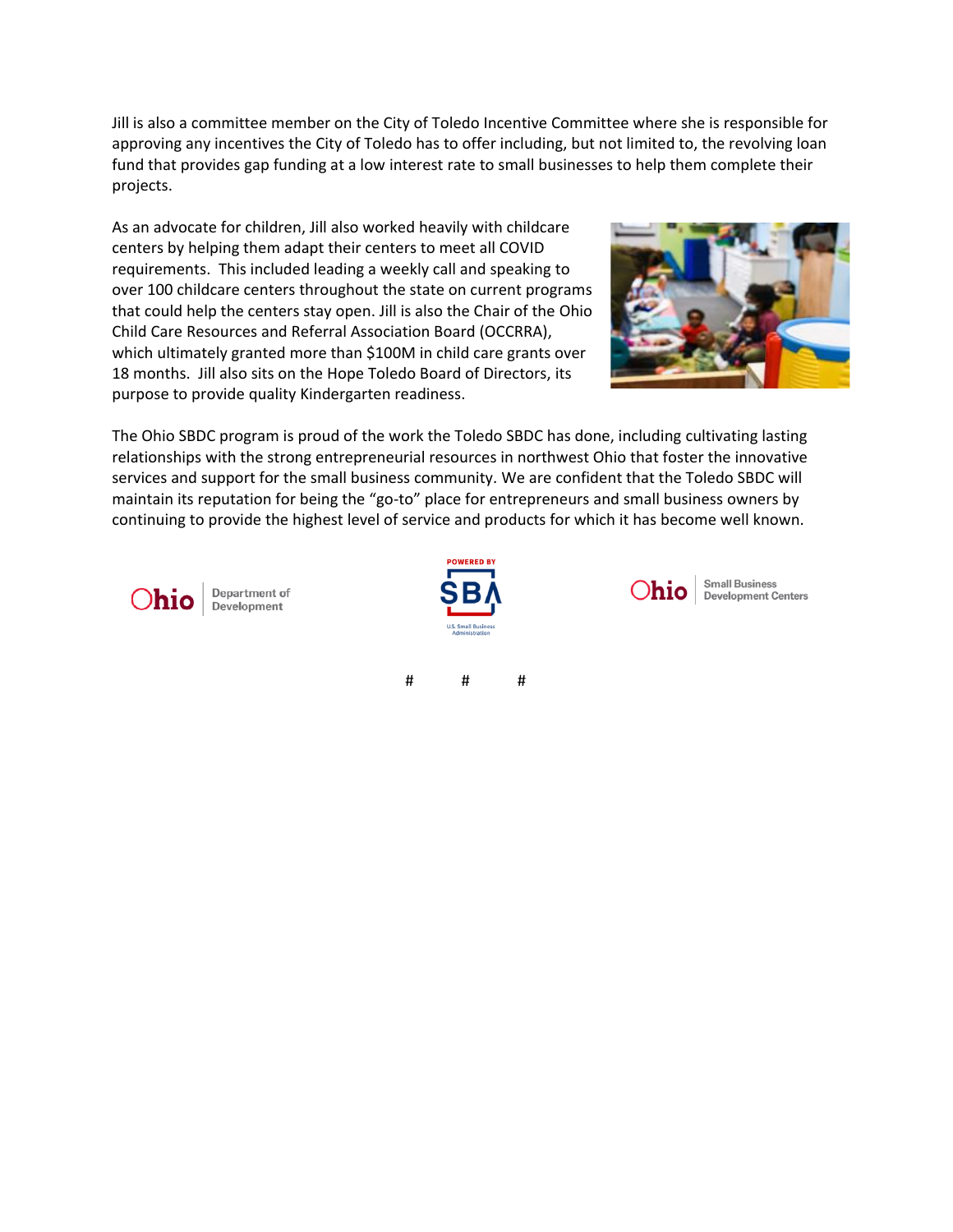Jill is also a committee member on the City of Toledo Incentive Committee where she is responsible for approving any incentives the City of Toledo has to offer including, but not limited to, the revolving loan fund that provides gap funding at a low interest rate to small businesses to help them complete their projects.

As an advocate for children, Jill also worked heavily with childcare centers by helping them adapt their centers to meet all COVID requirements. This included leading a weekly call and speaking to over 100 childcare centers throughout the state on current programs that could help the centers stay open. Jill is also the Chair of the Ohio Child Care Resources and Referral Association Board (OCCRRA), which ultimately granted more than $100M in child care grants over 18 months. Jill also sits on the Hope Toledo Board of Directors, its purpose to provide quality Kindergarten readiness.

The Ohio SBDC program is proud of the work the Toledo SBDC has done, including cultivating lasting relationships with the strong entrepreneurial resources in northwest Ohio that foster the innovative services and support for the small business community. We are confident that the Toledo SBDC will maintain its reputation for being the "go-to" place for entrepreneurs and small business owners by continuing to provide the highest level of service and products for which it has become well known.

Ohio Department of Development

POWERED BY SBA U.S. Small Business Administration

Ohio Small Business Development Centers

# # #